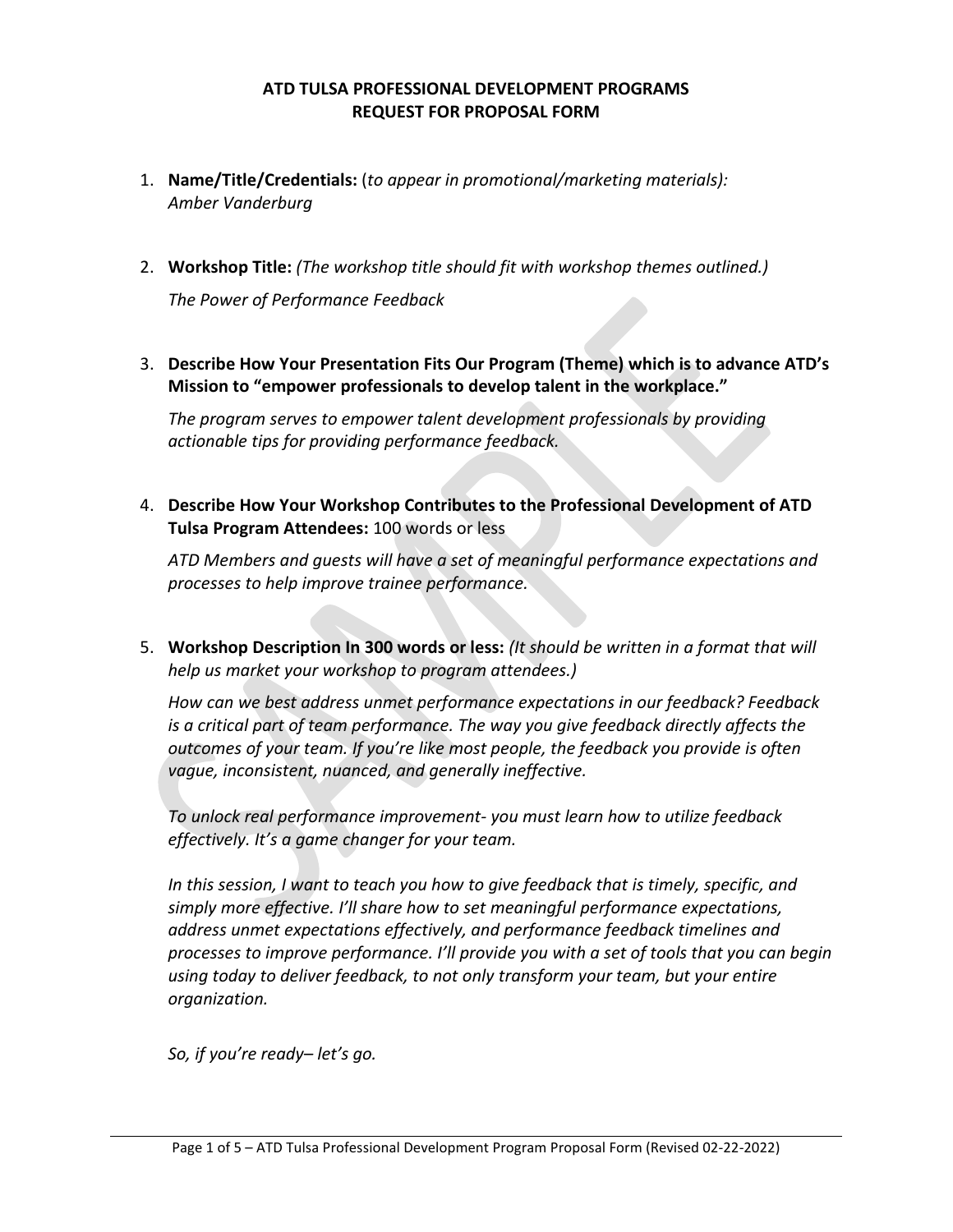**ATD TULSA PROFESSIONAL DEVELOPMENT PROGRAMS**
**REQUEST FOR PROPOSAL FORM**

1. **Name/Title/Credentials:** (*to appear in promotional/marketing materials):*
   *Amber Vanderburg*

2. **Workshop Title:** *(The workshop title should fit with workshop themes outlined.)*

   *The Power of Performance Feedback*

3. **Describe How Your Presentation Fits Our Program (Theme) which is to advance ATD's Mission to "empower professionals to develop talent in the workplace."**

   *The program serves to empower talent development professionals by providing actionable tips for providing performance feedback.*

4. **Describe How Your Workshop Contributes to the Professional Development of ATD Tulsa Program Attendees:** 100 words or less

   *ATD Members and guests will have a set of meaningful performance expectations and processes to help improve trainee performance.*

5. **Workshop Description In 300 words or less:** *(It should be written in a format that will help us market your workshop to program attendees.)*

   *How can we best address unmet performance expectations in our feedback? Feedback is a critical part of team performance. The way you give feedback directly affects the outcomes of your team. If you're like most people, the feedback you provide is often vague, inconsistent, nuanced, and generally ineffective.*

   *To unlock real performance improvement- you must learn how to utilize feedback effectively. It's a game changer for your team.*

   *In this session, I want to teach you how to give feedback that is timely, specific, and simply more effective. I'll share how to set meaningful performance expectations, address unmet expectations effectively, and performance feedback timelines and processes to improve performance. I'll provide you with a set of tools that you can begin using today to deliver feedback, to not only transform your team, but your entire organization.*

   *So, if you're ready– let's go.*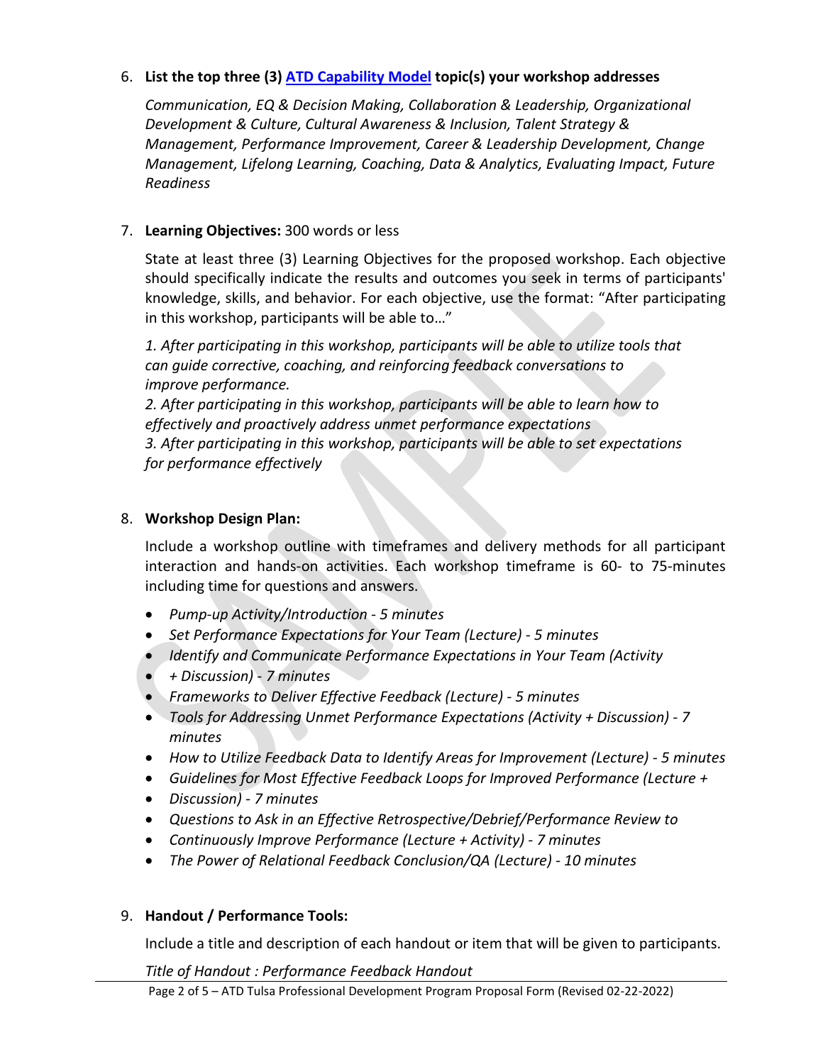6. **List the top three (3) [ATD Capability Model] topic(s) your workshop addresses**

   *Communication, EQ & Decision Making, Collaboration & Leadership, Organizational Development & Culture, Cultural Awareness & Inclusion, Talent Strategy & Management, Performance Improvement, Career & Leadership Development, Change Management, Lifelong Learning, Coaching, Data & Analytics, Evaluating Impact, Future Readiness*

7. **Learning Objectives:** 300 words or less

   State at least three (3) Learning Objectives for the proposed workshop. Each objective should specifically indicate the results and outcomes you seek in terms of participants' knowledge, skills, and behavior. For each objective, use the format: "After participating in this workshop, participants will be able to…"

   *1. After participating in this workshop, participants will be able to utilize tools that can guide corrective, coaching, and reinforcing feedback conversations to improve performance.*
   *2. After participating in this workshop, participants will be able to learn how to effectively and proactively address unmet performance expectations*
   *3. After participating in this workshop, participants will be able to set expectations for performance effectively*

8. **Workshop Design Plan:**

   Include a workshop outline with timeframes and delivery methods for all participant interaction and hands-on activities. Each workshop timeframe is 60- to 75-minutes including time for questions and answers.

   - *Pump-up Activity/Introduction - 5 minutes*
   - *Set Performance Expectations for Your Team (Lecture) - 5 minutes*
   - *Identify and Communicate Performance Expectations in Your Team (Activity*
   - *+ Discussion) - 7 minutes*
   - *Frameworks to Deliver Effective Feedback (Lecture) - 5 minutes*
   - *Tools for Addressing Unmet Performance Expectations (Activity + Discussion) - 7 minutes*
   - *How to Utilize Feedback Data to Identify Areas for Improvement (Lecture) - 5 minutes*
   - *Guidelines for Most Effective Feedback Loops for Improved Performance (Lecture +*
   - *Discussion) - 7 minutes*
   - *Questions to Ask in an Effective Retrospective/Debrief/Performance Review to*
   - *Continuously Improve Performance (Lecture + Activity) - 7 minutes*
   - *The Power of Relational Feedback Conclusion/QA (Lecture) - 10 minutes*

9. **Handout / Performance Tools:**

   Include a title and description of each handout or item that will be given to participants.

   *Title of Handout : Performance Feedback Handout*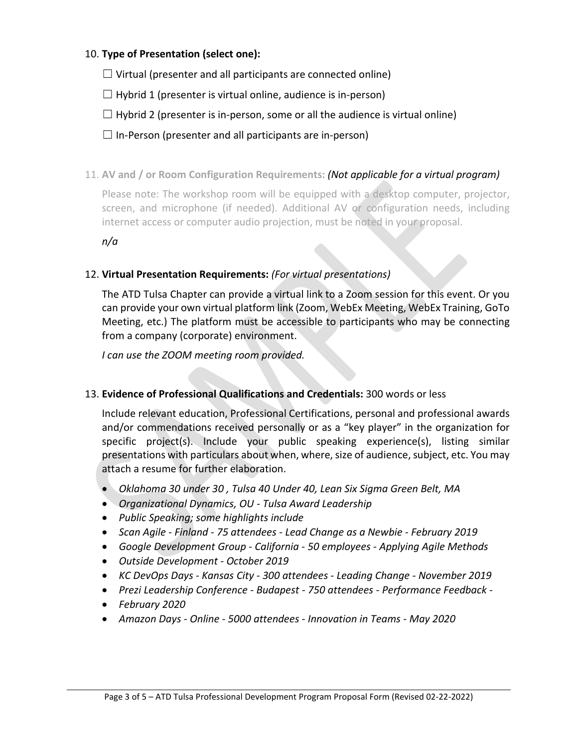10. **Type of Presentation (select one):**

☐ Virtual (presenter and all participants are connected online)

☐ Hybrid 1 (presenter is virtual online, audience is in-person)

☐ Hybrid 2 (presenter is in-person, some or all the audience is virtual online)

☐ In-Person (presenter and all participants are in-person)

11. **AV and / or Room Configuration Requirements:** *(Not applicable for a virtual program)*

Please note: The workshop room will be equipped with a desktop computer, projector, screen, and microphone (if needed). Additional AV or configuration needs, including internet access or computer audio projection, must be noted in your proposal.

*n/a*

12. **Virtual Presentation Requirements:** *(For virtual presentations)*

The ATD Tulsa Chapter can provide a virtual link to a Zoom session for this event. Or you can provide your own virtual platform link (Zoom, WebEx Meeting, WebEx Training, GoTo Meeting, etc.) The platform must be accessible to participants who may be connecting from a company (corporate) environment.

*I can use the ZOOM meeting room provided.*

13. **Evidence of Professional Qualifications and Credentials:** 300 words or less

Include relevant education, Professional Certifications, personal and professional awards and/or commendations received personally or as a "key player" in the organization for specific project(s). Include your public speaking experience(s), listing similar presentations with particulars about when, where, size of audience, subject, etc. You may attach a resume for further elaboration.

- *Oklahoma 30 under 30 , Tulsa 40 Under 40, Lean Six Sigma Green Belt, MA*
- *Organizational Dynamics, OU - Tulsa Award Leadership*
- *Public Speaking; some highlights include*
- *Scan Agile - Finland - 75 attendees - Lead Change as a Newbie - February 2019*
- *Google Development Group - California - 50 employees - Applying Agile Methods*
- *Outside Development - October 2019*
- *KC DevOps Days - Kansas City - 300 attendees - Leading Change - November 2019*
- *Prezi Leadership Conference - Budapest - 750 attendees - Performance Feedback -*
- *February 2020*
- *Amazon Days - Online - 5000 attendees - Innovation in Teams - May 2020*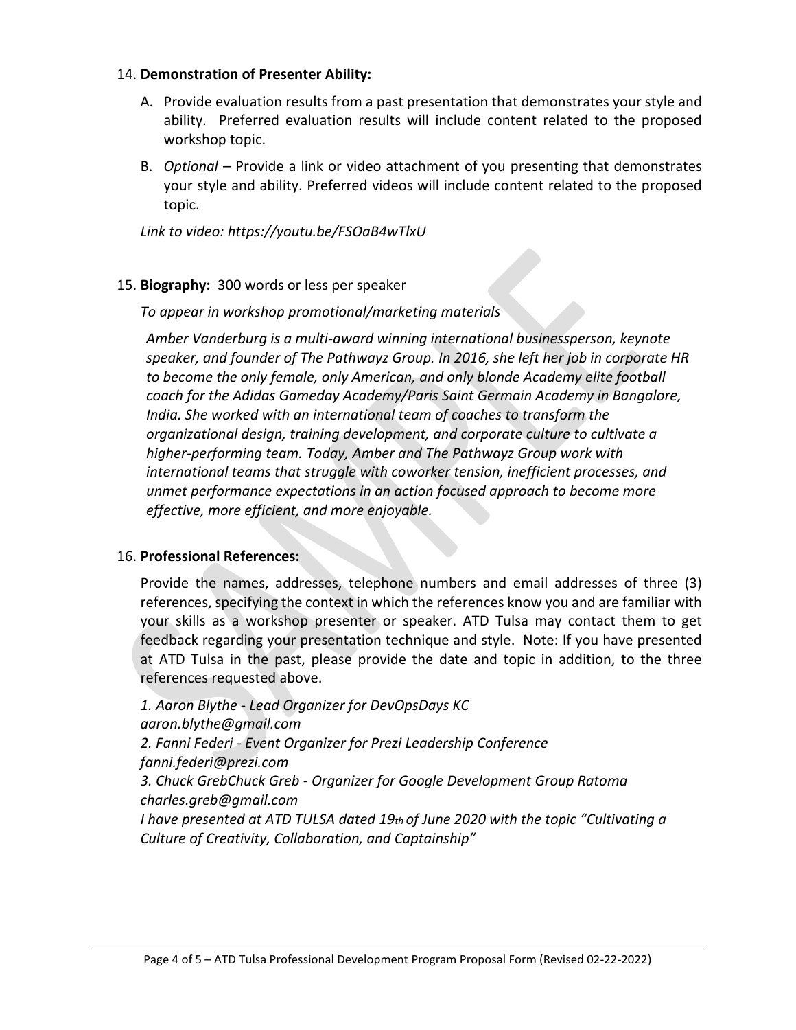14. **Demonstration of Presenter Ability:**

    A. Provide evaluation results from a past presentation that demonstrates your style and ability. Preferred evaluation results will include content related to the proposed workshop topic.

    B. *Optional* – Provide a link or video attachment of you presenting that demonstrates your style and ability. Preferred videos will include content related to the proposed topic.

    *Link to video: https://youtu.be/FSOaB4wTlxU*

15. **Biography:** 300 words or less per speaker

    *To appear in workshop promotional/marketing materials*

    *Amber Vanderburg is a multi-award winning international businessperson, keynote speaker, and founder of The Pathwayz Group. In 2016, she left her job in corporate HR to become the only female, only American, and only blonde Academy elite football coach for the Adidas Gameday Academy/Paris Saint Germain Academy in Bangalore, India. She worked with an international team of coaches to transform the organizational design, training development, and corporate culture to cultivate a higher-performing team. Today, Amber and The Pathwayz Group work with international teams that struggle with coworker tension, inefficient processes, and unmet performance expectations in an action focused approach to become more effective, more efficient, and more enjoyable.*

16. **Professional References:**

    Provide the names, addresses, telephone numbers and email addresses of three (3) references, specifying the context in which the references know you and are familiar with your skills as a workshop presenter or speaker. ATD Tulsa may contact them to get feedback regarding your presentation technique and style. Note: If you have presented at ATD Tulsa in the past, please provide the date and topic in addition, to the three references requested above.

    *1. Aaron Blythe - Lead Organizer for DevOpsDays KC*
    *aaron.blythe@gmail.com*
    *2. Fanni Federi - Event Organizer for Prezi Leadership Conference*
    *fanni.federi@prezi.com*
    *3. Chuck GrebChuck Greb - Organizer for Google Development Group Ratoma*
    *charles.greb@gmail.com*
    *I have presented at ATD TULSA dated 19th of June 2020 with the topic "Cultivating a Culture of Creativity, Collaboration, and Captainship"*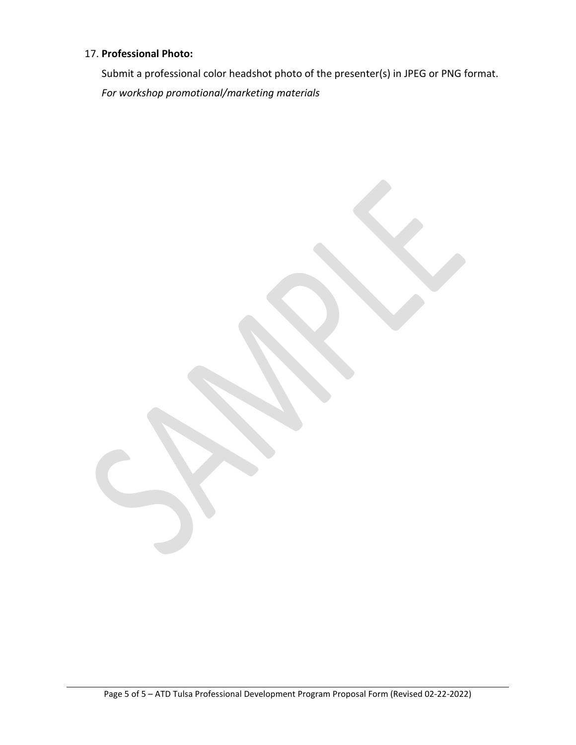17. **Professional Photo:**

    Submit a professional color headshot photo of the presenter(s) in JPEG or PNG format.

    *For workshop promotional/marketing materials*